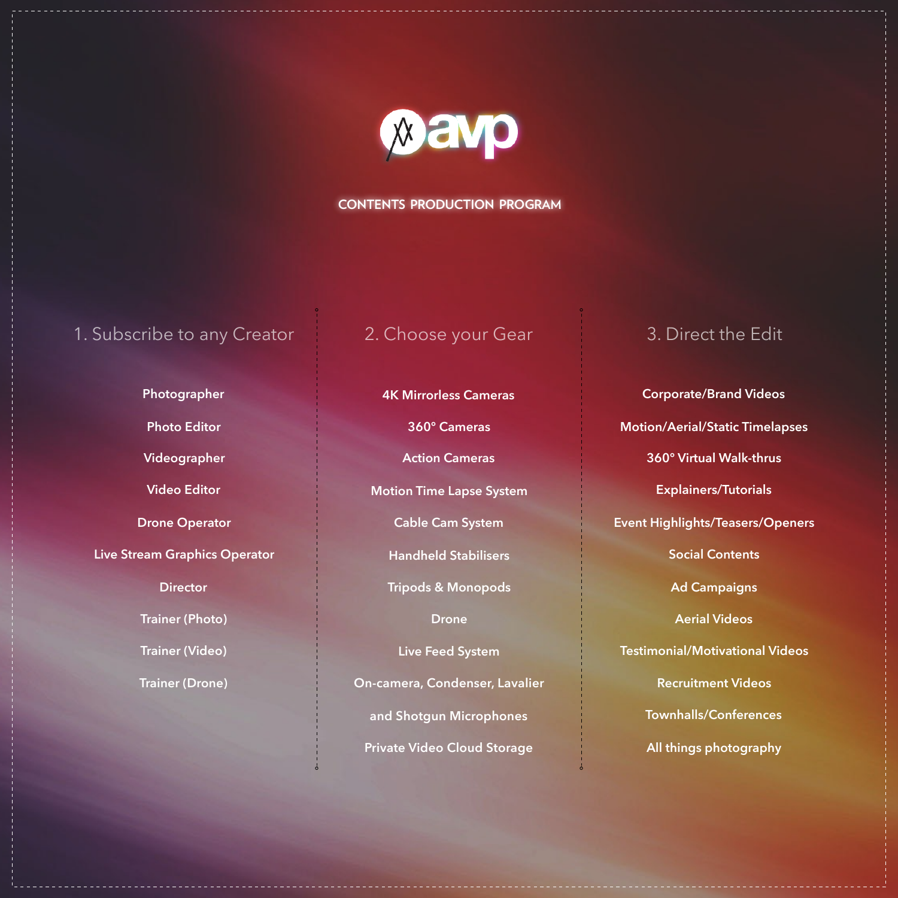# avp

## CONTENTS PRODUCTION PROGRAM

### 1. Subscribe to any Creator

- Photographer
- Photo Editor
- Videographer
- Video Editor
- Drone Operator
- Live Stream Graphics Operator
- Director
- Trainer (Photo)
- Trainer (Video)
- Trainer (Drone)

### 2. Choose your Gear

- 4K Mirrorless Cameras
- 360° Cameras
- Action Cameras
- Motion Time Lapse System
- Cable Cam System
- Handheld Stabilisers
- Tripods & Monopods
- Drone
- Live Feed System
- On-camera, Condenser, Lavalier and Shotgun Microphones
- Private Video Cloud Storage

### 3. Direct the Edit

- Corporate/Brand Videos
- Motion/Aerial/Static Timelapses
- 360° Virtual Walk-thrus
- Explainers/Tutorials
- Event Highlights/Teasers/Openers
- Social Contents
- Ad Campaigns
- Aerial Videos
- Testimonial/Motivational Videos
- Recruitment Videos
- Townhalls/Conferences
- All things photography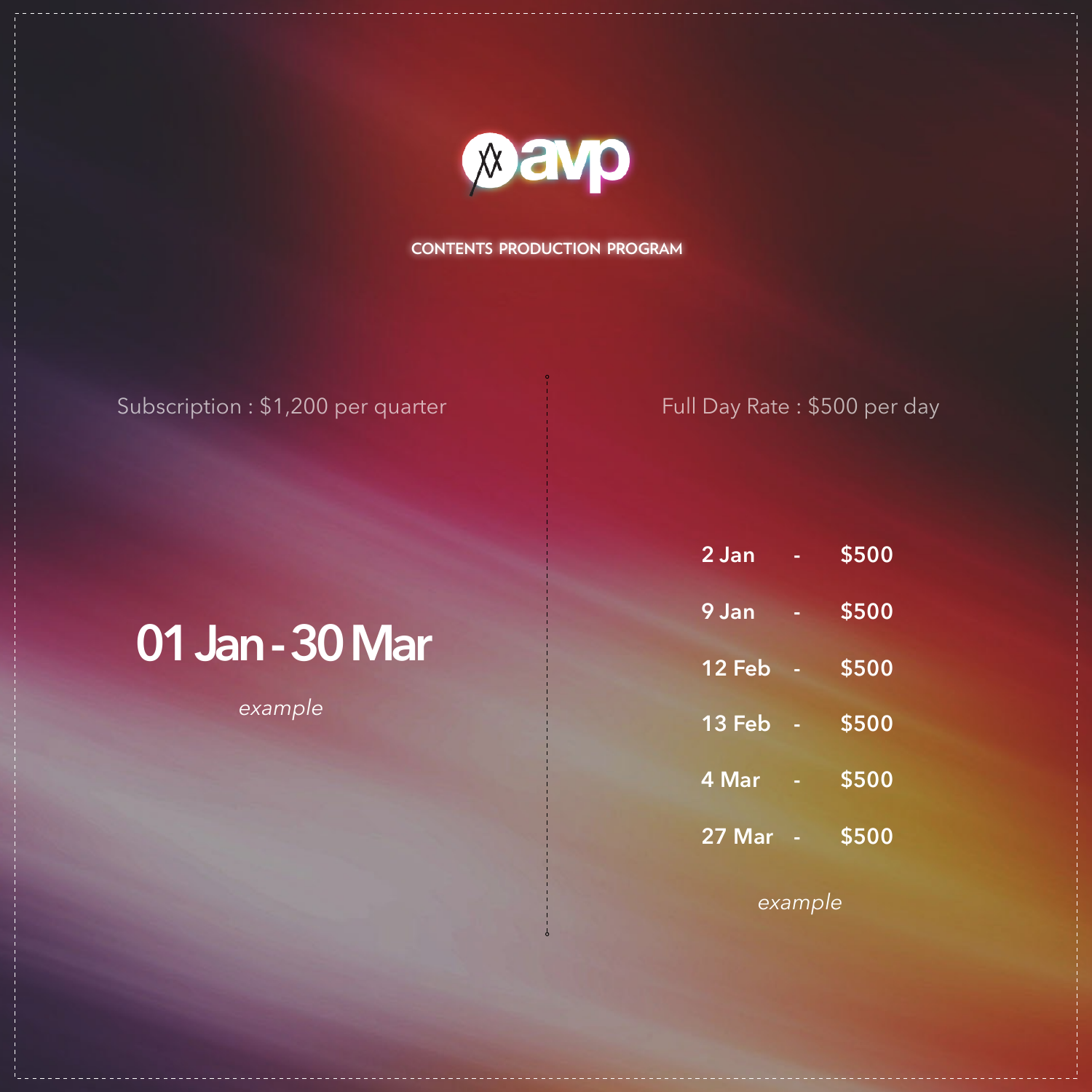# avp

## CONTENTS PRODUCTION PROGRAM

Subscription : $1,200 per quarter

**01 Jan - 30 Mar**

*example*

Full Day Rate : $500 per day

| Date | | Rate |
|---|---|---|
| 2 Jan | - | $500 |
| 9 Jan | - | $500 |
| 12 Feb | - | $500 |
| 13 Feb | - | $500 |
| 4 Mar | - | $500 |
| 27 Mar | - | $500 |

*example*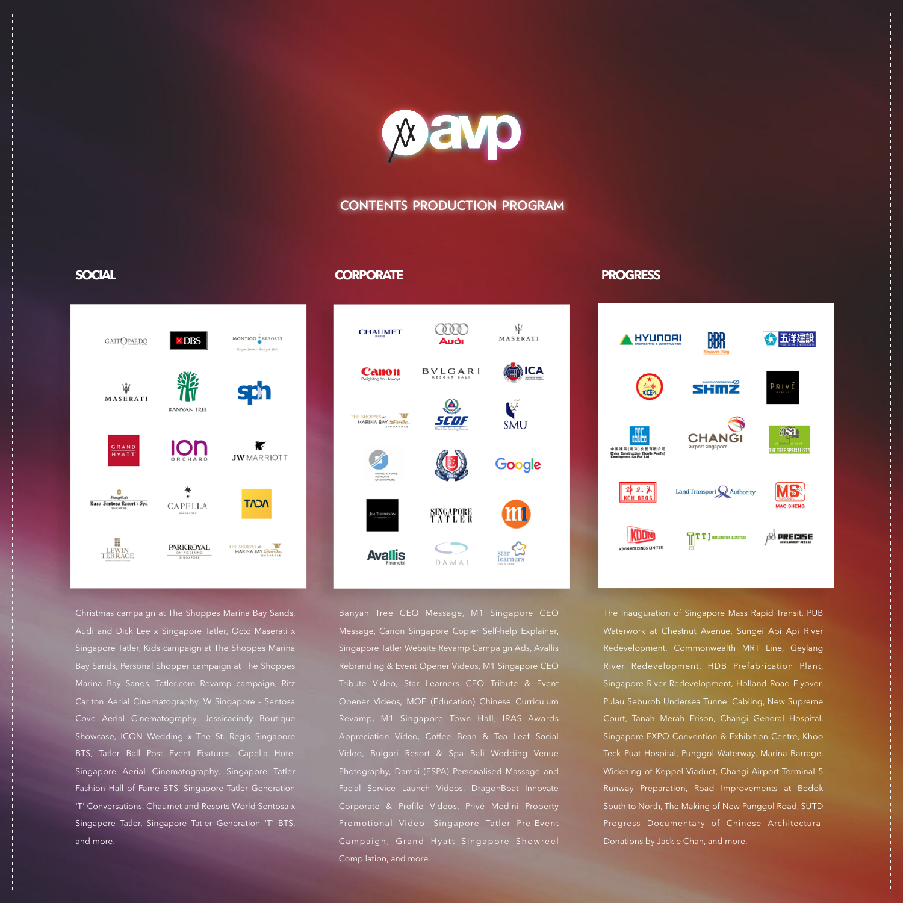# avp

## CONTENTS PRODUCTION PROGRAM

### SOCIAL

Christmas campaign at The Shoppes Marina Bay Sands, Audi and Dick Lee x Singapore Tatler, Octo Maserati x Singapore Tatler, Kids campaign at The Shoppes Marina Bay Sands, Personal Shopper campaign at The Shoppes Marina Bay Sands, Tatler.com Revamp campaign, Ritz Carlton Aerial Cinematography, W Singapore - Sentosa Cove Aerial Cinematography, Jessicacindy Boutique Showcase, ICON Wedding x The St. Regis Singapore BTS, Tatler Ball Post Event Features, Capella Hotel Singapore Aerial Cinematography, Singapore Tatler Fashion Hall of Fame BTS, Singapore Tatler Generation 'T' Conversations, Chaumet and Resorts World Sentosa x Singapore Tatler, Singapore Tatler Generation 'T' BTS, and more.

### CORPORATE

Banyan Tree CEO Message, M1 Singapore CEO Message, Canon Singapore Copier Self-help Explainer, Singapore Tatler Website Revamp Campaign Ads, Avallis Rebranding & Event Opener Videos, M1 Singapore CEO Tribute Video, Star Learners CEO Tribute & Event Opener Videos, MOE (Education) Chinese Curriculum Revamp, M1 Singapore Town Hall, IRAS Awards Appreciation Video, Coffee Bean & Tea Leaf Social Video, Bulgari Resort & Spa Bali Wedding Venue Photography, Damai (ESPA) Personalised Massage and Facial Service Launch Videos, DragonBoat Innovate Corporate & Profile Videos, Privé Medini Property Promotional Video, Singapore Tatler Pre-Event Campaign, Grand Hyatt Singapore Showreel Compilation, and more.

### PROGRESS

The Inauguration of Singapore Mass Rapid Transit, PUB Waterwork at Chestnut Avenue, Sungei Api Api River Redevelopment, Commonwealth MRT Line, Geylang River Redevelopment, HDB Prefabrication Plant, Singapore River Redevelopment, Holland Road Flyover, Pulau Seburoh Undersea Tunnel Cabling, New Supreme Court, Tanah Merah Prison, Changi General Hospital, Singapore EXPO Convention & Exhibition Centre, Khoo Teck Puat Hospital, Punggol Waterway, Marina Barrage, Widening of Keppel Viaduct, Changi Airport Terminal 5 Runway Preparation, Road Improvements at Bedok South to North, The Making of New Punggol Road, SUTD Progress Documentary of Chinese Architectural Donations by Jackie Chan, and more.